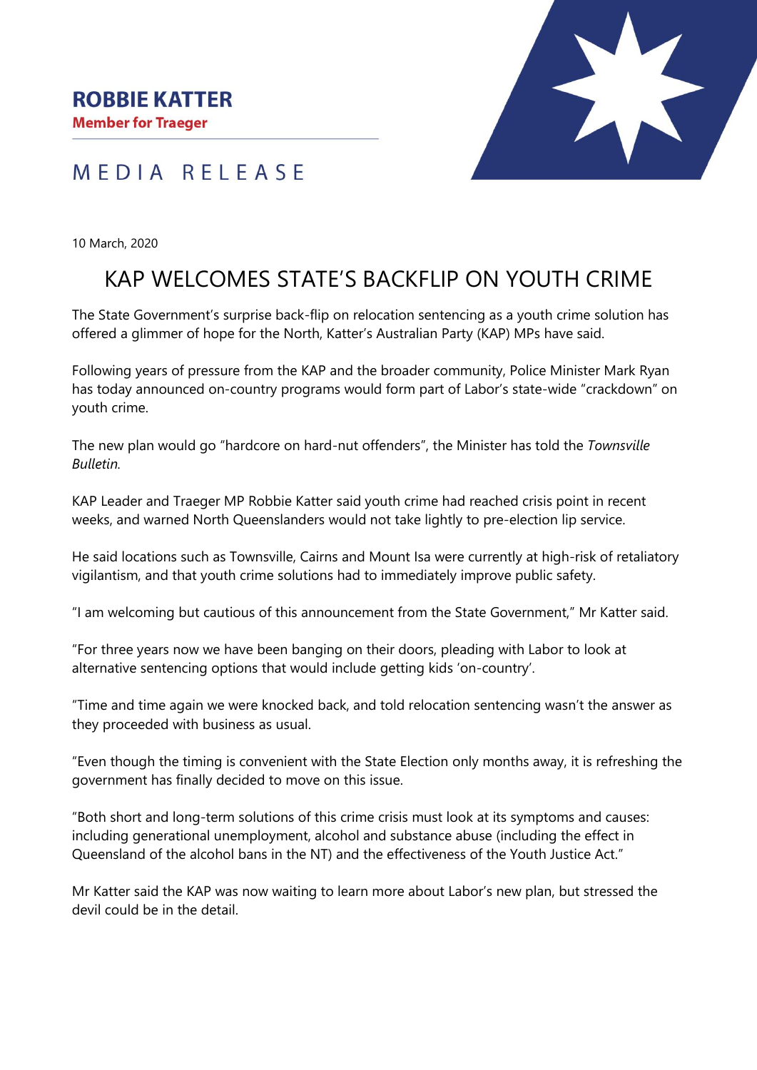**ROBBIE KATTER**
**Member for Traeger**

MEDIA RELEASE

10 March, 2020

# KAP WELCOMES STATE'S BACKFLIP ON YOUTH CRIME

The State Government's surprise back-flip on relocation sentencing as a youth crime solution has offered a glimmer of hope for the North, Katter's Australian Party (KAP) MPs have said.

Following years of pressure from the KAP and the broader community, Police Minister Mark Ryan has today announced on-country programs would form part of Labor's state-wide "crackdown" on youth crime.

The new plan would go "hardcore on hard-nut offenders", the Minister has told the *Townsville Bulletin*.

KAP Leader and Traeger MP Robbie Katter said youth crime had reached crisis point in recent weeks, and warned North Queenslanders would not take lightly to pre-election lip service.

He said locations such as Townsville, Cairns and Mount Isa were currently at high-risk of retaliatory vigilantism, and that youth crime solutions had to immediately improve public safety.

"I am welcoming but cautious of this announcement from the State Government," Mr Katter said.

"For three years now we have been banging on their doors, pleading with Labor to look at alternative sentencing options that would include getting kids 'on-country'.

"Time and time again we were knocked back, and told relocation sentencing wasn't the answer as they proceeded with business as usual.

"Even though the timing is convenient with the State Election only months away, it is refreshing the government has finally decided to move on this issue.

"Both short and long-term solutions of this crime crisis must look at its symptoms and causes: including generational unemployment, alcohol and substance abuse (including the effect in Queensland of the alcohol bans in the NT) and the effectiveness of the Youth Justice Act."

Mr Katter said the KAP was now waiting to learn more about Labor's new plan, but stressed the devil could be in the detail.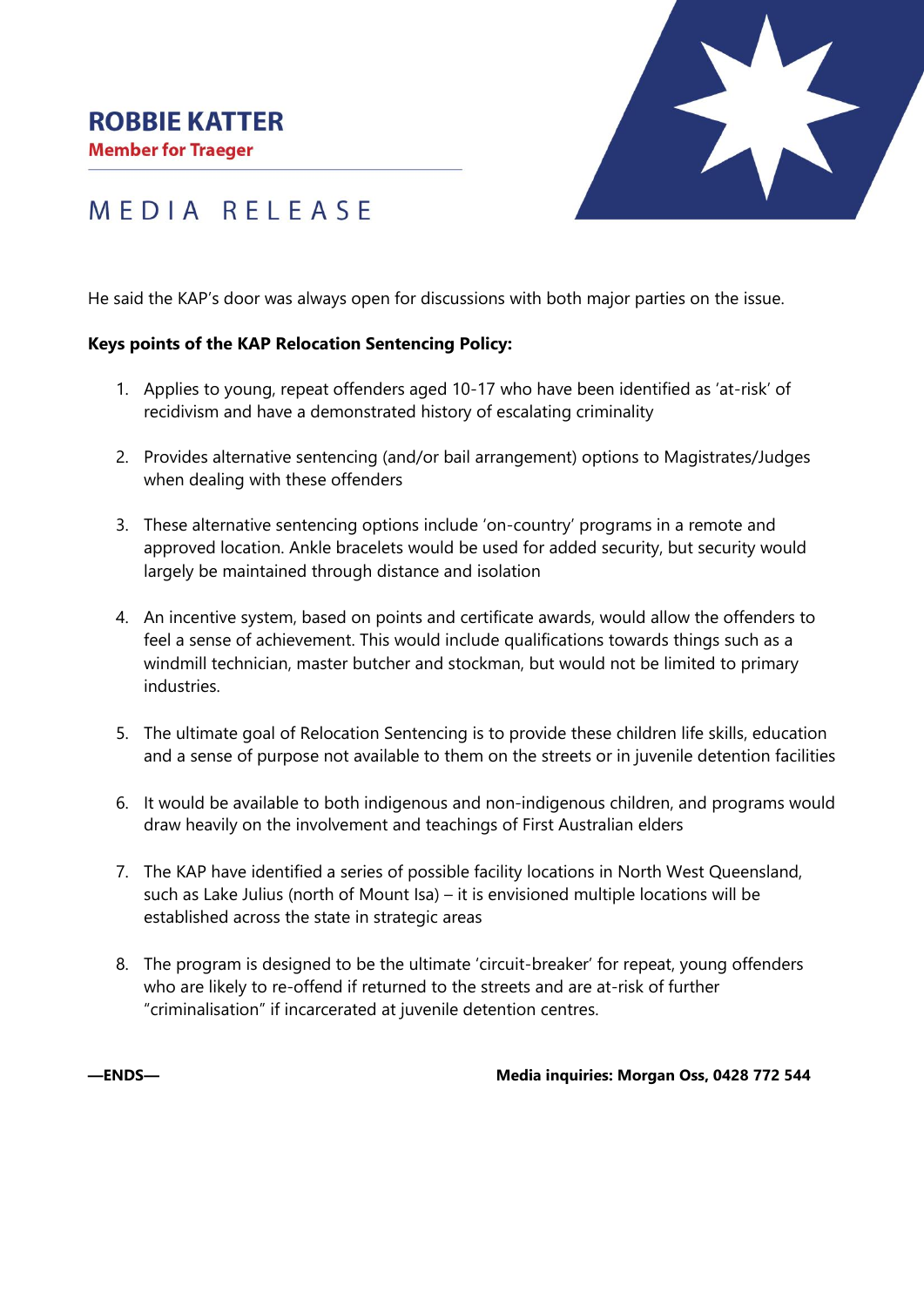ROBBIE KATTER

Member for Traeger

MEDIA RELEASE

He said the KAP's door was always open for discussions with both major parties on the issue.

**Keys points of the KAP Relocation Sentencing Policy:**

1. Applies to young, repeat offenders aged 10-17 who have been identified as 'at-risk' of recidivism and have a demonstrated history of escalating criminality
2. Provides alternative sentencing (and/or bail arrangement) options to Magistrates/Judges when dealing with these offenders
3. These alternative sentencing options include 'on-country' programs in a remote and approved location. Ankle bracelets would be used for added security, but security would largely be maintained through distance and isolation
4. An incentive system, based on points and certificate awards, would allow the offenders to feel a sense of achievement. This would include qualifications towards things such as a windmill technician, master butcher and stockman, but would not be limited to primary industries.
5. The ultimate goal of Relocation Sentencing is to provide these children life skills, education and a sense of purpose not available to them on the streets or in juvenile detention facilities
6. It would be available to both indigenous and non-indigenous children, and programs would draw heavily on the involvement and teachings of First Australian elders
7. The KAP have identified a series of possible facility locations in North West Queensland, such as Lake Julius (north of Mount Isa) – it is envisioned multiple locations will be established across the state in strategic areas
8. The program is designed to be the ultimate 'circuit-breaker' for repeat, young offenders who are likely to re-offend if returned to the streets and are at-risk of further "criminalisation" if incarcerated at juvenile detention centres.

**—ENDS—**

**Media inquiries: Morgan Oss, 0428 772 544**